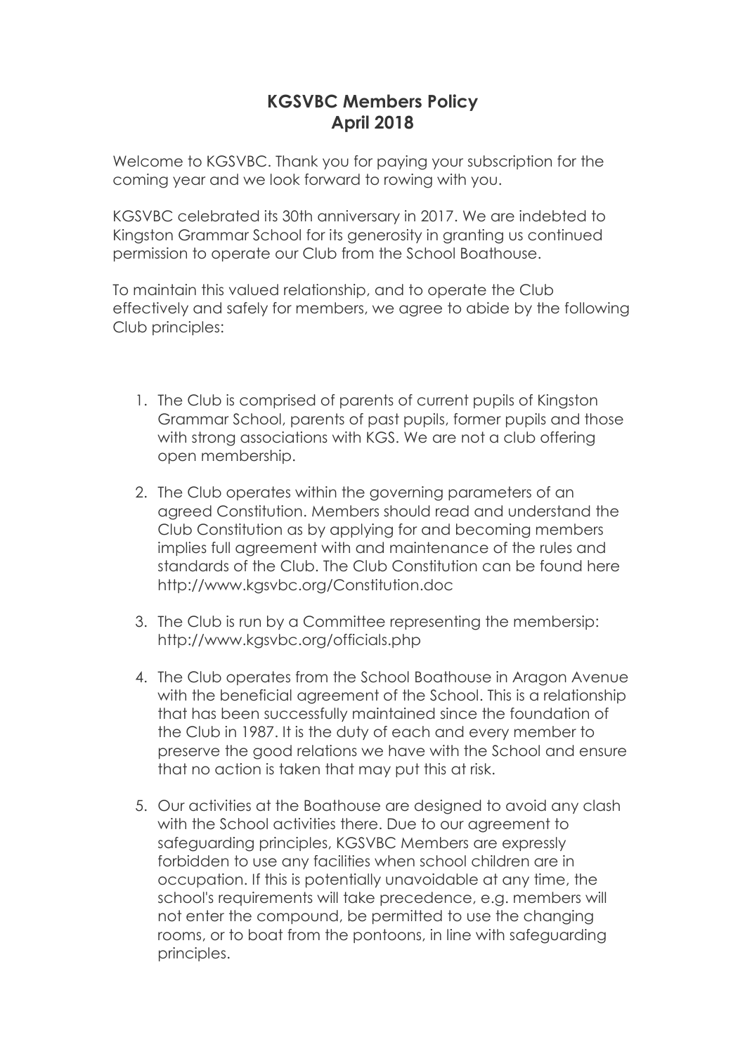# KGSVBC Members Policy
## April 2018

Welcome to KGSVBC. Thank you for paying your subscription for the coming year and we look forward to rowing with you.

KGSVBC celebrated its 30th anniversary in 2017. We are indebted to Kingston Grammar School for its generosity in granting us continued permission to operate our Club from the School Boathouse.

To maintain this valued relationship, and to operate the Club effectively and safely for members, we agree to abide by the following Club principles:

1. The Club is comprised of parents of current pupils of Kingston Grammar School, parents of past pupils, former pupils and those with strong associations with KGS. We are not a club offering open membership.
2. The Club operates within the governing parameters of an agreed Constitution. Members should read and understand the Club Constitution as by applying for and becoming members implies full agreement with and maintenance of the rules and standards of the Club. The Club Constitution can be found here http://www.kgsvbc.org/Constitution.doc
3. The Club is run by a Committee representing the membersip: http://www.kgsvbc.org/officials.php
4. The Club operates from the School Boathouse in Aragon Avenue with the beneficial agreement of the School. This is a relationship that has been successfully maintained since the foundation of the Club in 1987. It is the duty of each and every member to preserve the good relations we have with the School and ensure that no action is taken that may put this at risk.
5. Our activities at the Boathouse are designed to avoid any clash with the School activities there. Due to our agreement to safeguarding principles, KGSVBC Members are expressly forbidden to use any facilities when school children are in occupation. If this is potentially unavoidable at any time, the school's requirements will take precedence, e.g. members will not enter the compound, be permitted to use the changing rooms, or to boat from the pontoons, in line with safeguarding principles.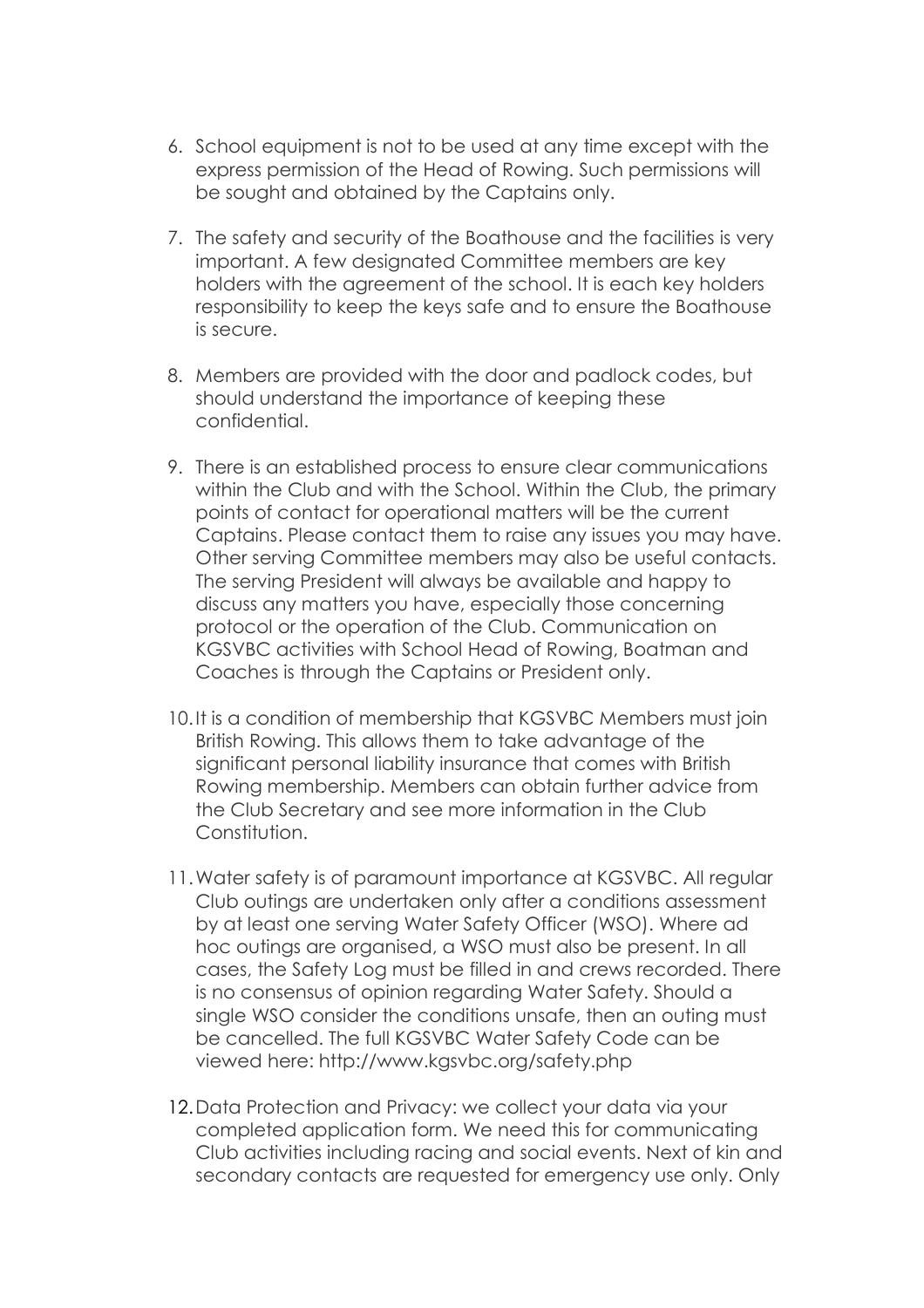6. School equipment is not to be used at any time except with the express permission of the Head of Rowing. Such permissions will be sought and obtained by the Captains only.

7. The safety and security of the Boathouse and the facilities is very important. A few designated Committee members are key holders with the agreement of the school. It is each key holders responsibility to keep the keys safe and to ensure the Boathouse is secure.

8. Members are provided with the door and padlock codes, but should understand the importance of keeping these confidential.

9. There is an established process to ensure clear communications within the Club and with the School. Within the Club, the primary points of contact for operational matters will be the current Captains. Please contact them to raise any issues you may have. Other serving Committee members may also be useful contacts. The serving President will always be available and happy to discuss any matters you have, especially those concerning protocol or the operation of the Club. Communication on KGSVBC activities with School Head of Rowing, Boatman and Coaches is through the Captains or President only.

10. It is a condition of membership that KGSVBC Members must join British Rowing. This allows them to take advantage of the significant personal liability insurance that comes with British Rowing membership. Members can obtain further advice from the Club Secretary and see more information in the Club Constitution.

11. Water safety is of paramount importance at KGSVBC. All regular Club outings are undertaken only after a conditions assessment by at least one serving Water Safety Officer (WSO). Where ad hoc outings are organised, a WSO must also be present. In all cases, the Safety Log must be filled in and crews recorded. There is no consensus of opinion regarding Water Safety. Should a single WSO consider the conditions unsafe, then an outing must be cancelled. The full KGSVBC Water Safety Code can be viewed here: http://www.kgsvbc.org/safety.php

12. Data Protection and Privacy: we collect your data via your completed application form. We need this for communicating Club activities including racing and social events. Next of kin and secondary contacts are requested for emergency use only. Only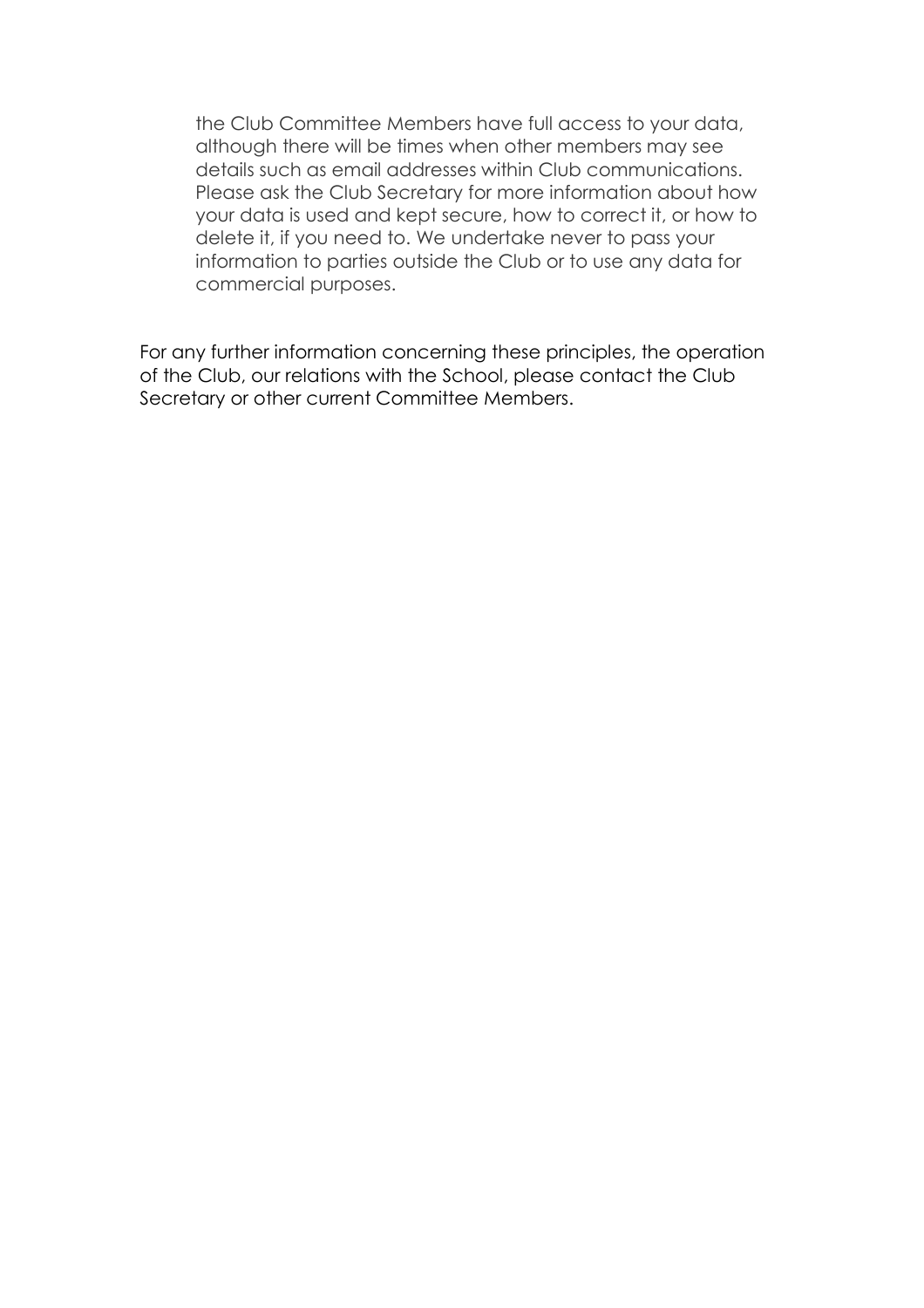the Club Committee Members have full access to your data, although there will be times when other members may see details such as email addresses within Club communications. Please ask the Club Secretary for more information about how your data is used and kept secure, how to correct it, or how to delete it, if you need to. We undertake never to pass your information to parties outside the Club or to use any data for commercial purposes.

For any further information concerning these principles, the operation of the Club, our relations with the School, please contact the Club Secretary or other current Committee Members.